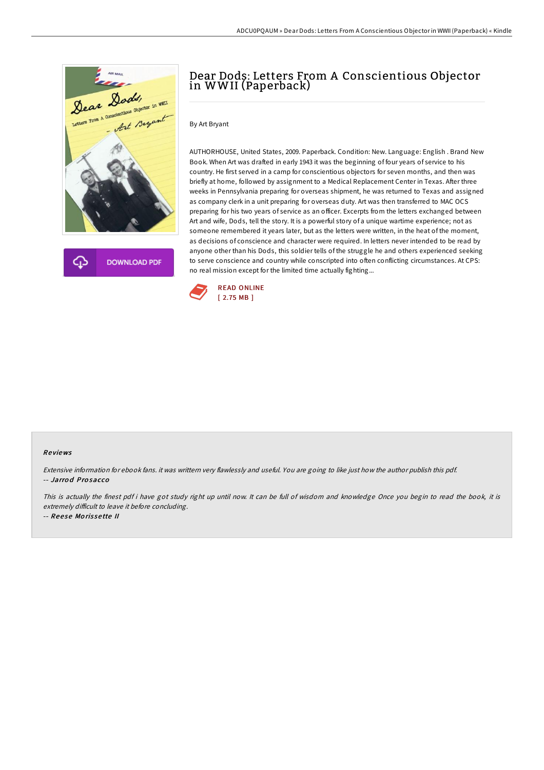# Dear Dods: Letters From A Conscientious Objector in WWII (Paperback)

By Art Bryant

AUTHORHOUSE, United States, 2009. Paperback. Condition: New. Language: English . Brand New Book. When Art was drafted in early 1943 it was the beginning of four years of service to his country. He first served in a camp for conscientious objectors for seven months, and then was briefly at home, followed by assignment to a Medical Replacement Center in Texas. After three weeks in Pennsylvania preparing for overseas shipment, he was returned to Texas and assigned as company clerk in a unit preparing for overseas duty. Art was then transferred to MAC OCS preparing for his two years of service as an officer. Excerpts from the letters exchanged between Art and wife, Dods, tell the story. It is a powerful story of a unique wartime experience; not as someone remembered it years later, but as the letters were written, in the heat of the moment, as decisions of conscience and character were required. In letters never intended to be read by anyone other than his Dods, this soldier tells of the struggle he and others experienced seeking to serve conscience and country while conscripted into often conflicting circumstances. At CPS: no real mission except for the limited time actually fighting...

DOWNLOAD PDF

READ ONLINE
[ 2.75 MB ]

### Reviews

*Extensive information for ebook fans. it was writtern very flawlessly and useful. You are going to like just how the author publish this pdf.*
-- ***Jarrod Prosacco***

*This is actually the finest pdf i have got study right up until now. It can be full of wisdom and knowledge Once you begin to read the book, it is extremely difficult to leave it before concluding.*
-- ***Reese Morissette II***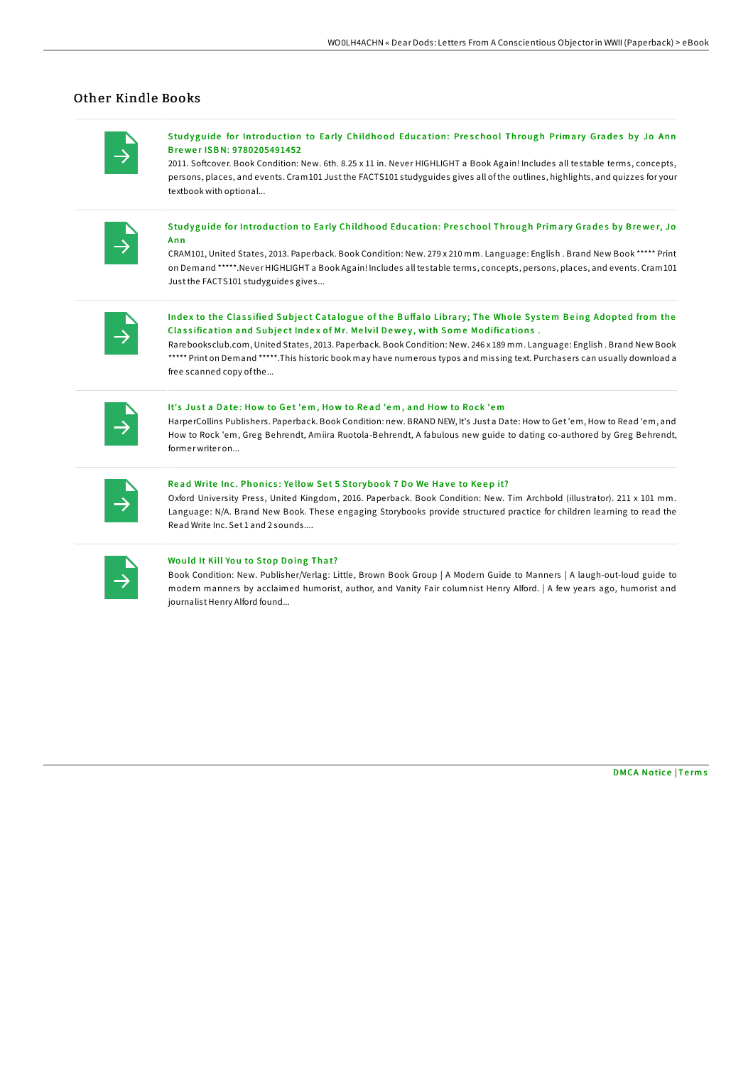## Other Kindle Books

### Studyguide for Introduction to Early Childhood Education: Preschool Through Primary Grades by Jo Ann Brewer ISBN: 9780205491452

2011. Softcover. Book Condition: New. 6th. 8.25 x 11 in. Never HIGHLIGHT a Book Again! Includes all testable terms, concepts, persons, places, and events. Cram101 Just the FACTS101 studyguides gives all of the outlines, highlights, and quizzes for your textbook with optional...

### Studyguide for Introduction to Early Childhood Education: Preschool Through Primary Grades by Brewer, Jo Ann

CRAM101, United States, 2013. Paperback. Book Condition: New. 279 x 210 mm. Language: English . Brand New Book ***** Print on Demand *****.Never HIGHLIGHT a Book Again! Includes all testable terms, concepts, persons, places, and events. Cram101 Just the FACTS101 studyguides gives...

### Index to the Classified Subject Catalogue of the Buffalo Library; The Whole System Being Adopted from the Classification and Subject Index of Mr. Melvil Dewey, with Some Modifications .

Rarebooksclub.com, United States, 2013. Paperback. Book Condition: New. 246 x 189 mm. Language: English . Brand New Book ***** Print on Demand *****.This historic book may have numerous typos and missing text. Purchasers can usually download a free scanned copy of the...

### It's Just a Date: How to Get 'em, How to Read 'em, and How to Rock 'em

HarperCollins Publishers. Paperback. Book Condition: new. BRAND NEW, It's Just a Date: How to Get 'em, How to Read 'em, and How to Rock 'em, Greg Behrendt, Amiira Ruotola-Behrendt, A fabulous new guide to dating co-authored by Greg Behrendt, former writer on...

### Read Write Inc. Phonics: Yellow Set 5 Storybook 7 Do We Have to Keep it?

Oxford University Press, United Kingdom, 2016. Paperback. Book Condition: New. Tim Archbold (illustrator). 211 x 101 mm. Language: N/A. Brand New Book. These engaging Storybooks provide structured practice for children learning to read the Read Write Inc. Set 1 and 2 sounds....

### Would It Kill You to Stop Doing That?

Book Condition: New. Publisher/Verlag: Little, Brown Book Group | A Modern Guide to Manners | A laugh-out-loud guide to modern manners by acclaimed humorist, author, and Vanity Fair columnist Henry Alford. | A few years ago, humorist and journalist Henry Alford found...